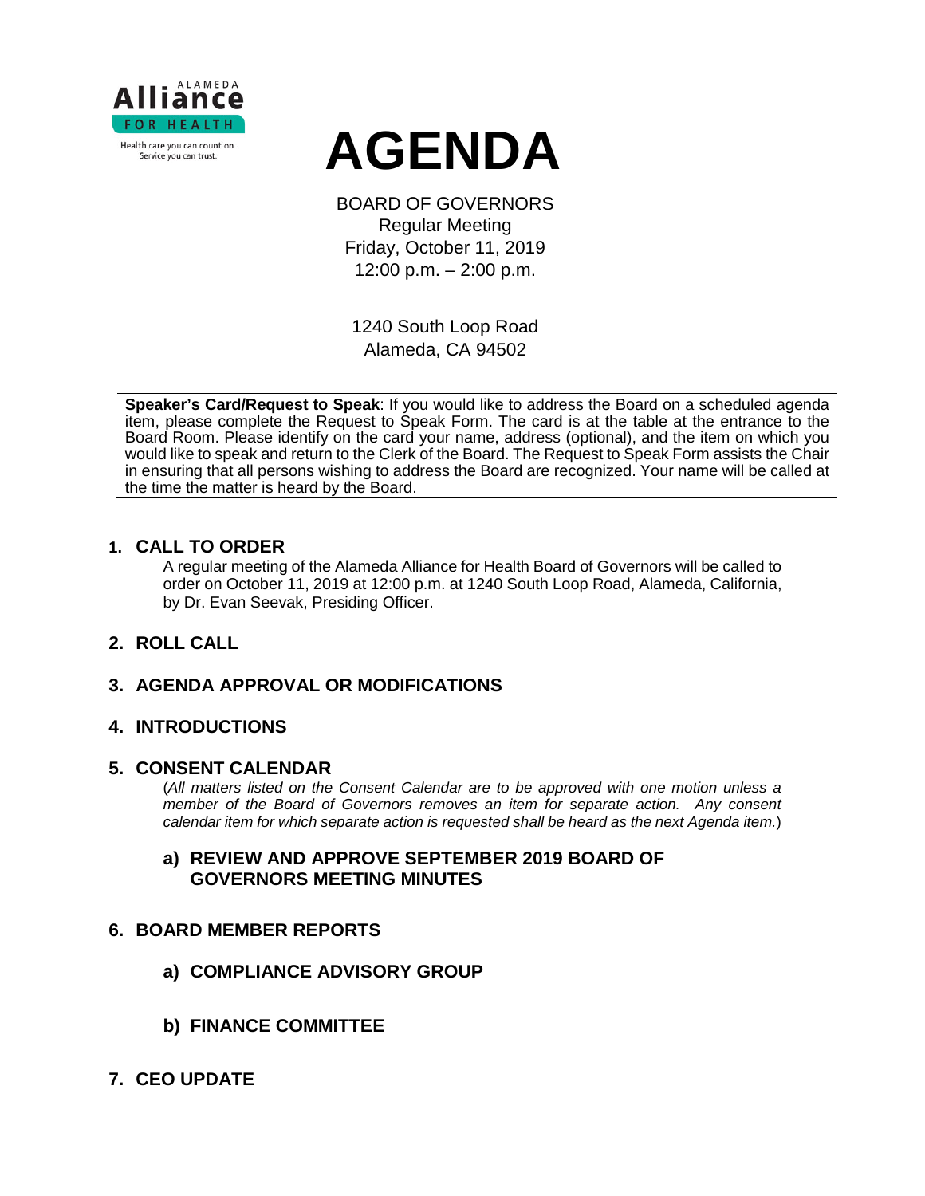Alameda Alliance FOR HEALTH

Health care you can count on.
Service you can trust.

# AGENDA

BOARD OF GOVERNORS
Regular Meeting
Friday, October 11, 2019
12:00 p.m. – 2:00 p.m.

1240 South Loop Road
Alameda, CA 94502

---

**Speaker's Card/Request to Speak**: If you would like to address the Board on a scheduled agenda item, please complete the Request to Speak Form. The card is at the table at the entrance to the Board Room. Please identify on the card your name, address (optional), and the item on which you would like to speak and return to the Clerk of the Board. The Request to Speak Form assists the Chair in ensuring that all persons wishing to address the Board are recognized. Your name will be called at the time the matter is heard by the Board.

---

## 1. CALL TO ORDER

A regular meeting of the Alameda Alliance for Health Board of Governors will be called to order on October 11, 2019 at 12:00 p.m. at 1240 South Loop Road, Alameda, California, by Dr. Evan Seevak, Presiding Officer.

## 2. ROLL CALL

## 3. AGENDA APPROVAL OR MODIFICATIONS

## 4. INTRODUCTIONS

## 5. CONSENT CALENDAR

(*All matters listed on the Consent Calendar are to be approved with one motion unless a member of the Board of Governors removes an item for separate action. Any consent calendar item for which separate action is requested shall be heard as the next Agenda item.*)

### a) REVIEW AND APPROVE SEPTEMBER 2019 BOARD OF GOVERNORS MEETING MINUTES

## 6. BOARD MEMBER REPORTS

### a) COMPLIANCE ADVISORY GROUP

### b) FINANCE COMMITTEE

## 7. CEO UPDATE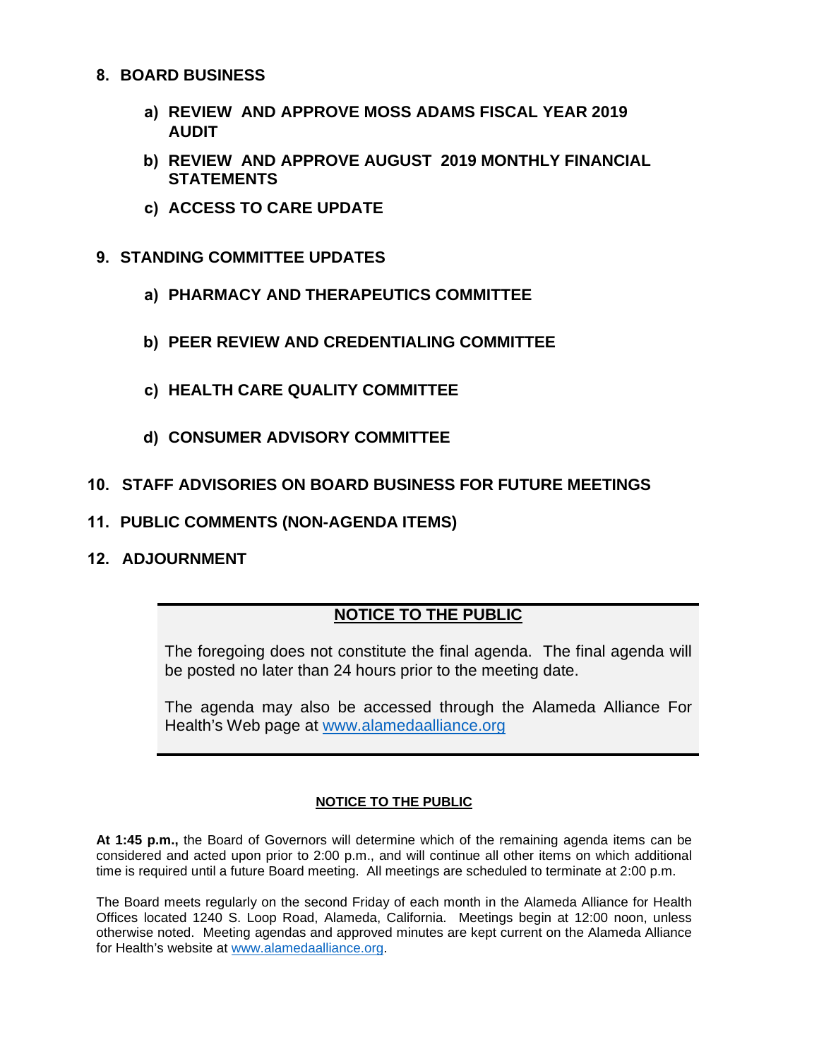**8. BOARD BUSINESS**

- **a) REVIEW AND APPROVE MOSS ADAMS FISCAL YEAR 2019 AUDIT**
- **b) REVIEW AND APPROVE AUGUST 2019 MONTHLY FINANCIAL STATEMENTS**
- **c) ACCESS TO CARE UPDATE**

**9. STANDING COMMITTEE UPDATES**

- **a) PHARMACY AND THERAPEUTICS COMMITTEE**
- **b) PEER REVIEW AND CREDENTIALING COMMITTEE**
- **c) HEALTH CARE QUALITY COMMITTEE**
- **d) CONSUMER ADVISORY COMMITTEE**

**10. STAFF ADVISORIES ON BOARD BUSINESS FOR FUTURE MEETINGS**

**11. PUBLIC COMMENTS (NON-AGENDA ITEMS)**

**12. ADJOURNMENT**

---

**NOTICE TO THE PUBLIC**

The foregoing does not constitute the final agenda. The final agenda will be posted no later than 24 hours prior to the meeting date.

The agenda may also be accessed through the Alameda Alliance For Health's Web page at www.alamedaalliance.org

---

**NOTICE TO THE PUBLIC**

**At 1:45 p.m.,** the Board of Governors will determine which of the remaining agenda items can be considered and acted upon prior to 2:00 p.m., and will continue all other items on which additional time is required until a future Board meeting. All meetings are scheduled to terminate at 2:00 p.m.

The Board meets regularly on the second Friday of each month in the Alameda Alliance for Health Offices located 1240 S. Loop Road, Alameda, California. Meetings begin at 12:00 noon, unless otherwise noted. Meeting agendas and approved minutes are kept current on the Alameda Alliance for Health's website at www.alamedaalliance.org.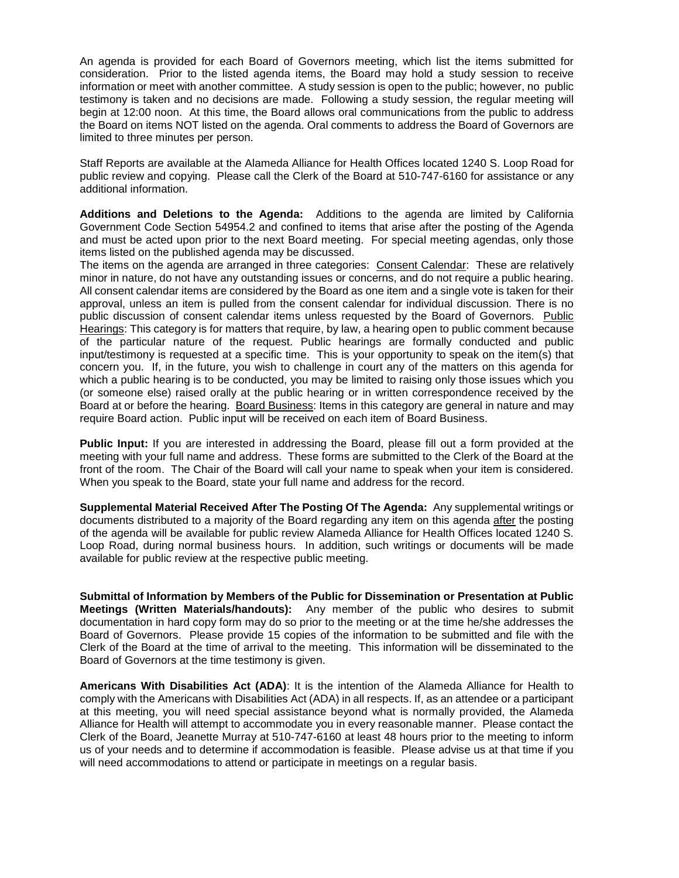An agenda is provided for each Board of Governors meeting, which list the items submitted for consideration. Prior to the listed agenda items, the Board may hold a study session to receive information or meet with another committee. A study session is open to the public; however, no public testimony is taken and no decisions are made. Following a study session, the regular meeting will begin at 12:00 noon. At this time, the Board allows oral communications from the public to address the Board on items NOT listed on the agenda. Oral comments to address the Board of Governors are limited to three minutes per person.

Staff Reports are available at the Alameda Alliance for Health Offices located 1240 S. Loop Road for public review and copying. Please call the Clerk of the Board at 510-747-6160 for assistance or any additional information.

**Additions and Deletions to the Agenda:** Additions to the agenda are limited by California Government Code Section 54954.2 and confined to items that arise after the posting of the Agenda and must be acted upon prior to the next Board meeting. For special meeting agendas, only those items listed on the published agenda may be discussed.
The items on the agenda are arranged in three categories: Consent Calendar: These are relatively minor in nature, do not have any outstanding issues or concerns, and do not require a public hearing. All consent calendar items are considered by the Board as one item and a single vote is taken for their approval, unless an item is pulled from the consent calendar for individual discussion. There is no public discussion of consent calendar items unless requested by the Board of Governors. Public Hearings: This category is for matters that require, by law, a hearing open to public comment because of the particular nature of the request. Public hearings are formally conducted and public input/testimony is requested at a specific time. This is your opportunity to speak on the item(s) that concern you. If, in the future, you wish to challenge in court any of the matters on this agenda for which a public hearing is to be conducted, you may be limited to raising only those issues which you (or someone else) raised orally at the public hearing or in written correspondence received by the Board at or before the hearing. Board Business: Items in this category are general in nature and may require Board action. Public input will be received on each item of Board Business.

**Public Input:** If you are interested in addressing the Board, please fill out a form provided at the meeting with your full name and address. These forms are submitted to the Clerk of the Board at the front of the room. The Chair of the Board will call your name to speak when your item is considered. When you speak to the Board, state your full name and address for the record.

**Supplemental Material Received After The Posting Of The Agenda:** Any supplemental writings or documents distributed to a majority of the Board regarding any item on this agenda after the posting of the agenda will be available for public review Alameda Alliance for Health Offices located 1240 S. Loop Road, during normal business hours. In addition, such writings or documents will be made available for public review at the respective public meeting.

**Submittal of Information by Members of the Public for Dissemination or Presentation at Public Meetings (Written Materials/handouts):** Any member of the public who desires to submit documentation in hard copy form may do so prior to the meeting or at the time he/she addresses the Board of Governors. Please provide 15 copies of the information to be submitted and file with the Clerk of the Board at the time of arrival to the meeting. This information will be disseminated to the Board of Governors at the time testimony is given.

**Americans With Disabilities Act (ADA)**: It is the intention of the Alameda Alliance for Health to comply with the Americans with Disabilities Act (ADA) in all respects. If, as an attendee or a participant at this meeting, you will need special assistance beyond what is normally provided, the Alameda Alliance for Health will attempt to accommodate you in every reasonable manner. Please contact the Clerk of the Board, Jeanette Murray at 510-747-6160 at least 48 hours prior to the meeting to inform us of your needs and to determine if accommodation is feasible. Please advise us at that time if you will need accommodations to attend or participate in meetings on a regular basis.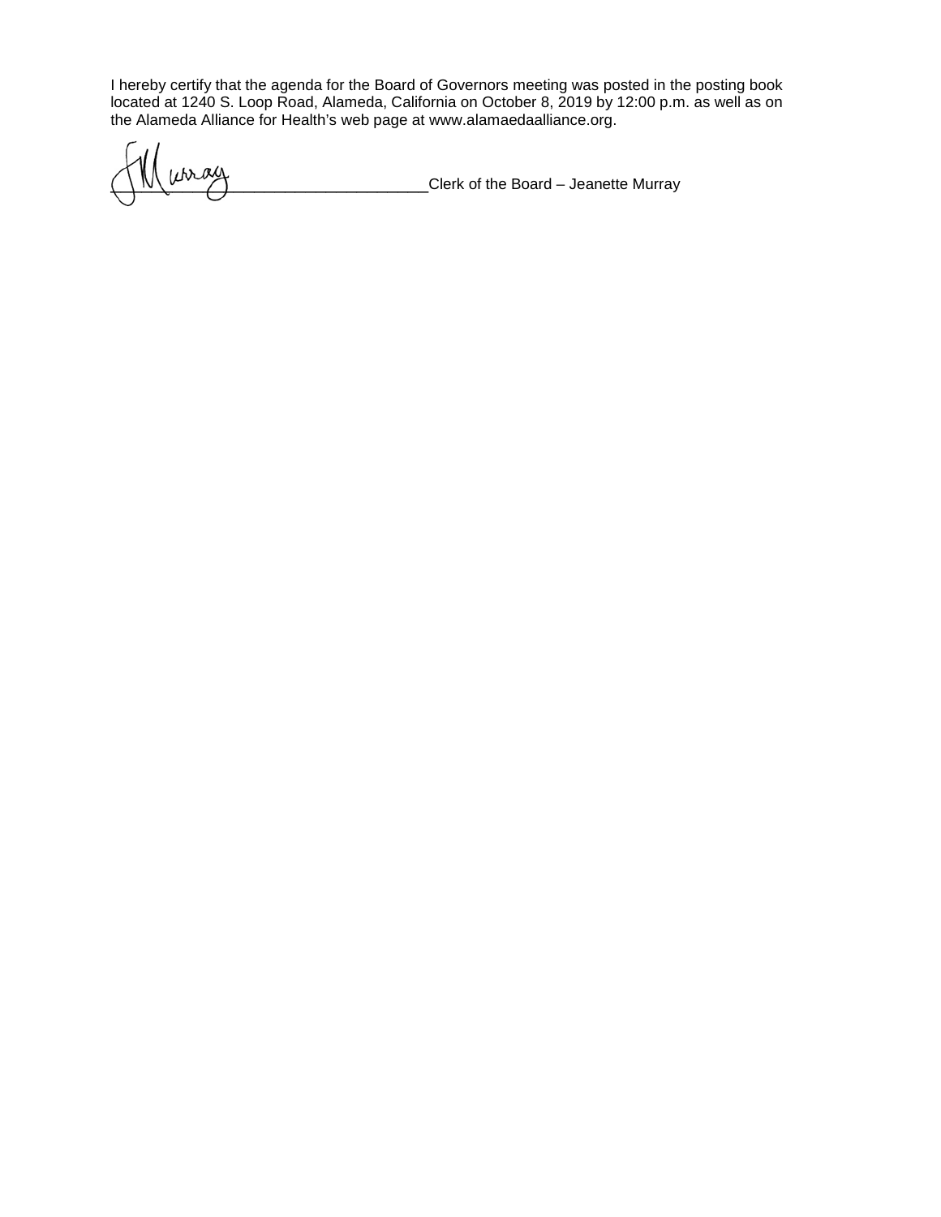I hereby certify that the agenda for the Board of Governors meeting was posted in the posting book located at 1240 S. Loop Road, Alameda, California on October 8, 2019 by 12:00 p.m. as well as on the Alameda Alliance for Health's web page at www.alamaedaalliance.org.

JMurray ____________________________ Clerk of the Board – Jeanette Murray